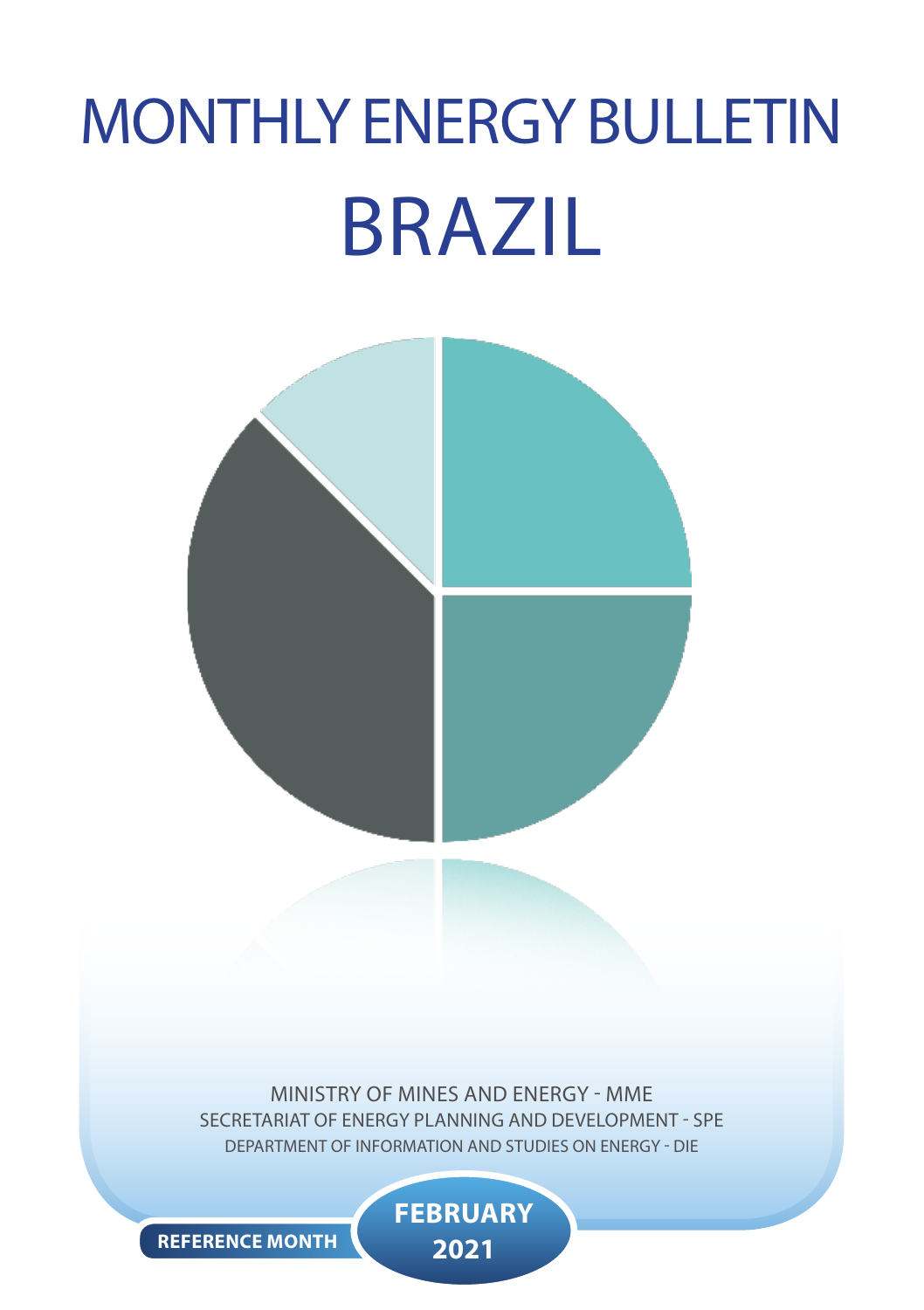# MONTHLY ENERGY BULLETIN

# BRAZIL

MINISTRY OF MINES AND ENERGY - MME

SECRETARIAT OF ENERGY PLANNING AND DEVELOPMENT - SPE

DEPARTMENT OF INFORMATION AND STUDIES ON ENERGY - DIE

**REFERENCE MONTH** **FEBRUARY 2021**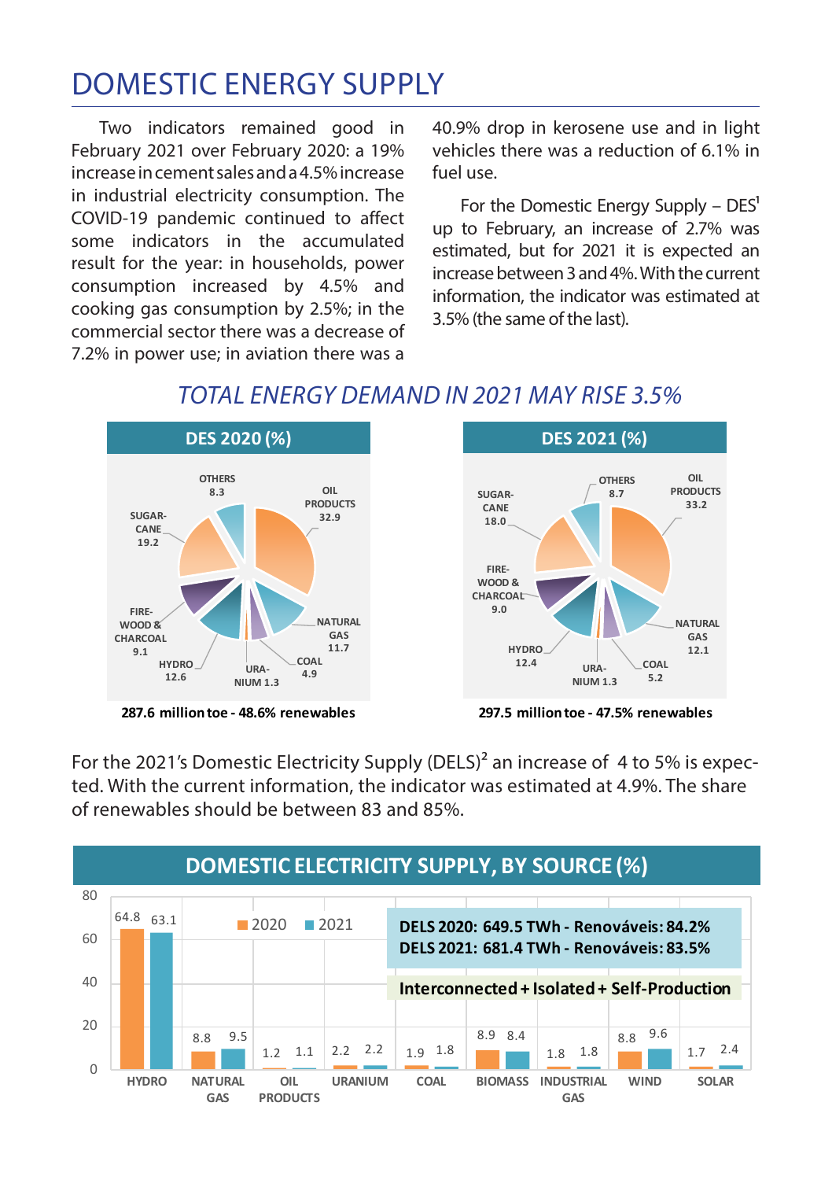# DOMESTIC ENERGY SUPPLY

Two indicators remained good in February 2021 over February 2020: a 19% increase in cement sales and a 4.5% increase in industrial electricity consumption. The COVID-19 pandemic continued to affect some indicators in the accumulated result for the year: in households, power consumption increased by 4.5% and cooking gas consumption by 2.5%; in the commercial sector there was a decrease of 7.2% in power use; in aviation there was a 40.9% drop in kerosene use and in light vehicles there was a reduction of 6.1% in fuel use.

For the Domestic Energy Supply – DES[1] up to February, an increase of 2.7% was estimated, but for 2021 it is expected an increase between 3 and 4%. With the current information, the indicator was estimated at 3.5% (the same of the last).

## *TOTAL ENERGY DEMAND IN 2021 MAY RISE 3.5%*

| Source | DES 2020 (%) | DES 2021 (%) |
|---|---|---|
| Oil products | 32.9 | 33.2 |
| Natural gas | 11.7 | 12.1 |
| Coal | 4.9 | 5.2 |
| Uranium | 1.3 | 1.3 |
| Hydro | 12.6 | 12.4 |
| Firewood & charcoal | 9.1 | 9.0 |
| Sugar-cane | 19.2 | 18.0 |
| Others | 8.3 | 8.7 |

**287.6 million toe - 48.6% renewables** (DES 2020)

**297.5 million toe - 47.5% renewables** (DES 2021)

For the 2021's Domestic Electricity Supply (DELS)[2] an increase of 4 to 5% is expected. With the current information, the indicator was estimated at 4.9%. The share of renewables should be between 83 and 85%.

## DOMESTIC ELECTRICITY SUPPLY, BY SOURCE (%)

| Source | 2020 | 2021 |
|---|---|---|
| Hydro | 64.8 | 63.1 |
| Natural gas | 8.8 | 9.5 |
| Oil products | 1.2 | 1.1 |
| Uranium | 2.2 | 2.2 |
| Coal | 1.9 | 1.8 |
| Biomass | 8.9 | 8.4 |
| Industrial gas | 1.8 | 1.8 |
| Wind | 8.8 | 9.6 |
| Solar | 1.7 | 2.4 |

**DELS 2020: 649.5 TWh - Renováveis: 84.2%**
**DELS 2021: 681.4 TWh - Renováveis: 83.5%**

**Interconnected + Isolated + Self-Production**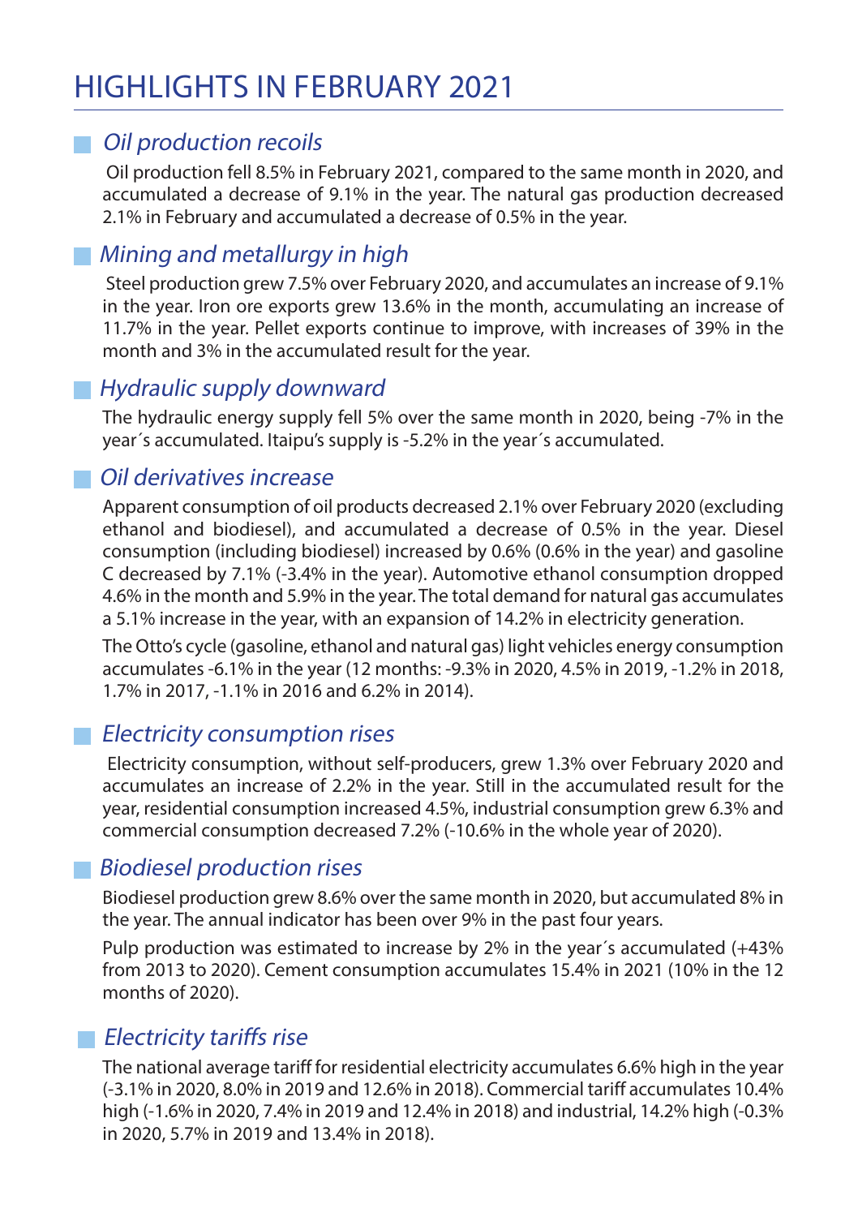# HIGHLIGHTS IN FEBRUARY 2021

## *Oil production recoils*

Oil production fell 8.5% in February 2021, compared to the same month in 2020, and accumulated a decrease of 9.1% in the year. The natural gas production decreased 2.1% in February and accumulated a decrease of 0.5% in the year.

## *Mining and metallurgy in high*

Steel production grew 7.5% over February 2020, and accumulates an increase of 9.1% in the year. Iron ore exports grew 13.6% in the month, accumulating an increase of 11.7% in the year. Pellet exports continue to improve, with increases of 39% in the month and 3% in the accumulated result for the year.

## *Hydraulic supply downward*

The hydraulic energy supply fell 5% over the same month in 2020, being -7% in the year´s accumulated. Itaipu's supply is -5.2% in the year´s accumulated.

## *Oil derivatives increase*

Apparent consumption of oil products decreased 2.1% over February 2020 (excluding ethanol and biodiesel), and accumulated a decrease of 0.5% in the year. Diesel consumption (including biodiesel) increased by 0.6% (0.6% in the year) and gasoline C decreased by 7.1% (-3.4% in the year). Automotive ethanol consumption dropped 4.6% in the month and 5.9% in the year. The total demand for natural gas accumulates a 5.1% increase in the year, with an expansion of 14.2% in electricity generation.

The Otto's cycle (gasoline, ethanol and natural gas) light vehicles energy consumption accumulates -6.1% in the year (12 months: -9.3% in 2020, 4.5% in 2019, -1.2% in 2018, 1.7% in 2017, -1.1% in 2016 and 6.2% in 2014).

## *Electricity consumption rises*

Electricity consumption, without self-producers, grew 1.3% over February 2020 and accumulates an increase of 2.2% in the year. Still in the accumulated result for the year, residential consumption increased 4.5%, industrial consumption grew 6.3% and commercial consumption decreased 7.2% (-10.6% in the whole year of 2020).

## *Biodiesel production rises*

Biodiesel production grew 8.6% over the same month in 2020, but accumulated 8% in the year. The annual indicator has been over 9% in the past four years.

Pulp production was estimated to increase by 2% in the year´s accumulated (+43% from 2013 to 2020). Cement consumption accumulates 15.4% in 2021 (10% in the 12 months of 2020).

## *Electricity tariffs rise*

The national average tariff for residential electricity accumulates 6.6% high in the year (-3.1% in 2020, 8.0% in 2019 and 12.6% in 2018). Commercial tariff accumulates 10.4% high (-1.6% in 2020, 7.4% in 2019 and 12.4% in 2018) and industrial, 14.2% high (-0.3% in 2020, 5.7% in 2019 and 13.4% in 2018).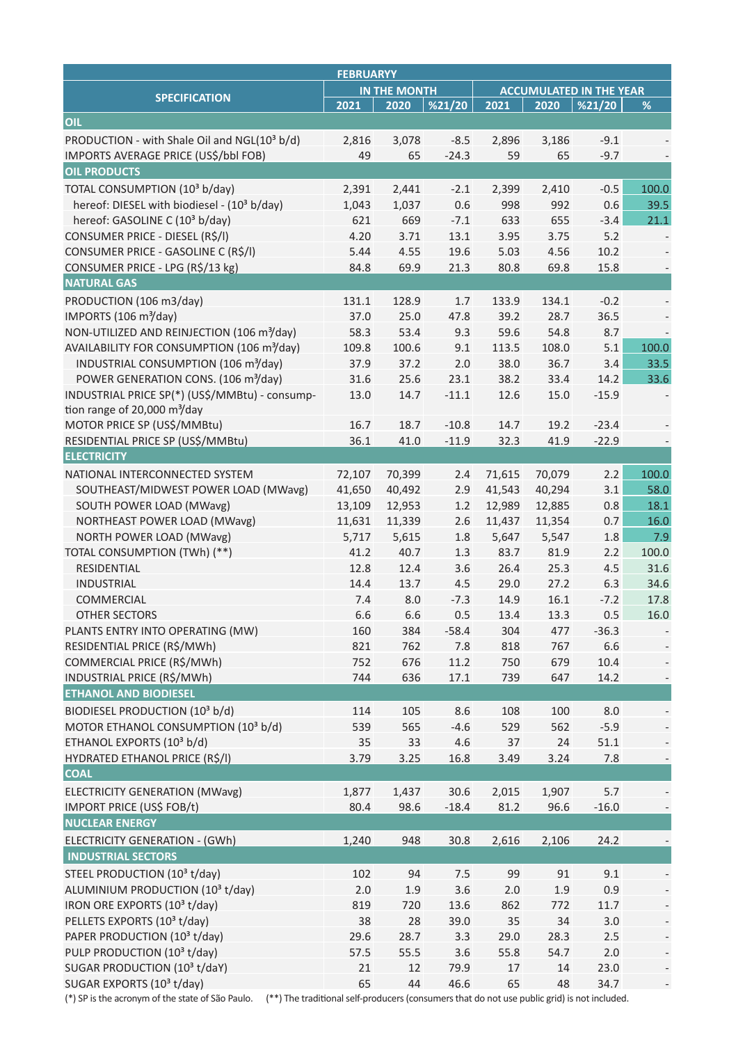| SPECIFICATION | FEBRUARYY | | | | | | |
|---|---|---|---|---|---|---|---|
| | IN THE MONTH | | | ACCUMULATED IN THE YEAR | | | |
| | 2021 | 2020 | %21/20 | 2021 | 2020 | %21/20 | % |
| **OIL** | | | | | | | |
| PRODUCTION - with Shale Oil and NGL($10^3$ b/d) | 2,816 | 3,078 | -8.5 | 2,896 | 3,186 | -9.1 | - |
| IMPORTS AVERAGE PRICE (US$/bbl FOB) | 49 | 65 | -24.3 | 59 | 65 | -9.7 | - |
| **OIL PRODUCTS** | | | | | | | |
| TOTAL CONSUMPTION ($10^3$ b/day) | 2,391 | 2,441 | -2.1 | 2,399 | 2,410 | -0.5 | 100.0 |
| hereof: DIESEL with biodiesel - ($10^3$ b/day) | 1,043 | 1,037 | 0.6 | 998 | 992 | 0.6 | 39.5 |
| hereof: GASOLINE C ($10^3$ b/day) | 621 | 669 | -7.1 | 633 | 655 | -3.4 | 21.1 |
| CONSUMER PRICE - DIESEL (R$/l) | 4.20 | 3.71 | 13.1 | 3.95 | 3.75 | 5.2 | - |
| CONSUMER PRICE - GASOLINE C (R$/l) | 5.44 | 4.55 | 19.6 | 5.03 | 4.56 | 10.2 | - |
| CONSUMER PRICE - LPG (R$/13 kg) | 84.8 | 69.9 | 21.3 | 80.8 | 69.8 | 15.8 | - |
| **NATURAL GAS** | | | | | | | |
| PRODUCTION (106 m3/day) | 131.1 | 128.9 | 1.7 | 133.9 | 134.1 | -0.2 | - |
| IMPORTS (106 $m^3$/day) | 37.0 | 25.0 | 47.8 | 39.2 | 28.7 | 36.5 | - |
| NON-UTILIZED AND REINJECTION (106 $m^3$/day) | 58.3 | 53.4 | 9.3 | 59.6 | 54.8 | 8.7 | - |
| AVAILABILITY FOR CONSUMPTION (106 $m^3$/day) | 109.8 | 100.6 | 9.1 | 113.5 | 108.0 | 5.1 | 100.0 |
| INDUSTRIAL CONSUMPTION (106 $m^3$/day) | 37.9 | 37.2 | 2.0 | 38.0 | 36.7 | 3.4 | 33.5 |
| POWER GENERATION CONS. (106 $m^3$/day) | 31.6 | 25.6 | 23.1 | 38.2 | 33.4 | 14.2 | 33.6 |
| INDUSTRIAL PRICE SP(*) (US$/MMBtu) - consumption range of 20,000 $m^3$/day | 13.0 | 14.7 | -11.1 | 12.6 | 15.0 | -15.9 | - |
| MOTOR PRICE SP (US$/MMBtu) | 16.7 | 18.7 | -10.8 | 14.7 | 19.2 | -23.4 | - |
| RESIDENTIAL PRICE SP (US$/MMBtu) | 36.1 | 41.0 | -11.9 | 32.3 | 41.9 | -22.9 | - |
| **ELECTRICITY** | | | | | | | |
| NATIONAL INTERCONNECTED SYSTEM | 72,107 | 70,399 | 2.4 | 71,615 | 70,079 | 2.2 | 100.0 |
| SOUTHEAST/MIDWEST POWER LOAD (MWavg) | 41,650 | 40,492 | 2.9 | 41,543 | 40,294 | 3.1 | 58.0 |
| SOUTH POWER LOAD (MWavg) | 13,109 | 12,953 | 1.2 | 12,989 | 12,885 | 0.8 | 18.1 |
| NORTHEAST POWER LOAD (MWavg) | 11,631 | 11,339 | 2.6 | 11,437 | 11,354 | 0.7 | 16.0 |
| NORTH POWER LOAD (MWavg) | 5,717 | 5,615 | 1.8 | 5,647 | 5,547 | 1.8 | 7.9 |
| TOTAL CONSUMPTION (TWh) (**) | 41.2 | 40.7 | 1.3 | 83.7 | 81.9 | 2.2 | 100.0 |
| RESIDENTIAL | 12.8 | 12.4 | 3.6 | 26.4 | 25.3 | 4.5 | 31.6 |
| INDUSTRIAL | 14.4 | 13.7 | 4.5 | 29.0 | 27.2 | 6.3 | 34.6 |
| COMMERCIAL | 7.4 | 8.0 | -7.3 | 14.9 | 16.1 | -7.2 | 17.8 |
| OTHER SECTORS | 6.6 | 6.6 | 0.5 | 13.4 | 13.3 | 0.5 | 16.0 |
| PLANTS ENTRY INTO OPERATING (MW) | 160 | 384 | -58.4 | 304 | 477 | -36.3 | - |
| RESIDENTIAL PRICE (R$/MWh) | 821 | 762 | 7.8 | 818 | 767 | 6.6 | - |
| COMMERCIAL PRICE (R$/MWh) | 752 | 676 | 11.2 | 750 | 679 | 10.4 | - |
| INDUSTRIAL PRICE (R$/MWh) | 744 | 636 | 17.1 | 739 | 647 | 14.2 | - |
| **ETHANOL AND BIODIESEL** | | | | | | | |
| BIODIESEL PRODUCTION ($10^3$ b/d) | 114 | 105 | 8.6 | 108 | 100 | 8.0 | - |
| MOTOR ETHANOL CONSUMPTION ($10^3$ b/d) | 539 | 565 | -4.6 | 529 | 562 | -5.9 | - |
| ETHANOL EXPORTS ($10^3$ b/d) | 35 | 33 | 4.6 | 37 | 24 | 51.1 | - |
| HYDRATED ETHANOL PRICE (R$/l) | 3.79 | 3.25 | 16.8 | 3.49 | 3.24 | 7.8 | - |
| **COAL** | | | | | | | |
| ELECTRICITY GENERATION (MWavg) | 1,877 | 1,437 | 30.6 | 2,015 | 1,907 | 5.7 | - |
| IMPORT PRICE (US$ FOB/t) | 80.4 | 98.6 | -18.4 | 81.2 | 96.6 | -16.0 | - |
| **NUCLEAR ENERGY** | | | | | | | |
| ELECTRICITY GENERATION - (GWh) | 1,240 | 948 | 30.8 | 2,616 | 2,106 | 24.2 | - |
| **INDUSTRIAL SECTORS** | | | | | | | |
| STEEL PRODUCTION ($10^3$ t/day) | 102 | 94 | 7.5 | 99 | 91 | 9.1 | - |
| ALUMINIUM PRODUCTION ($10^3$ t/day) | 2.0 | 1.9 | 3.6 | 2.0 | 1.9 | 0.9 | - |
| IRON ORE EXPORTS ($10^3$ t/day) | 819 | 720 | 13.6 | 862 | 772 | 11.7 | - |
| PELLETS EXPORTS ($10^3$ t/day) | 38 | 28 | 39.0 | 35 | 34 | 3.0 | - |
| PAPER PRODUCTION ($10^3$ t/day) | 29.6 | 28.7 | 3.3 | 29.0 | 28.3 | 2.5 | - |
| PULP PRODUCTION ($10^3$ t/day) | 57.5 | 55.5 | 3.6 | 55.8 | 54.7 | 2.0 | - |
| SUGAR PRODUCTION ($10^3$ t/daY) | 21 | 12 | 79.9 | 17 | 14 | 23.0 | - |
| SUGAR EXPORTS ($10^3$ t/day) | 65 | 44 | 46.6 | 65 | 48 | 34.7 | - |

(*) SP is the acronym of the state of São Paulo. (**) The traditional self-producers (consumers that do not use public grid) is not included.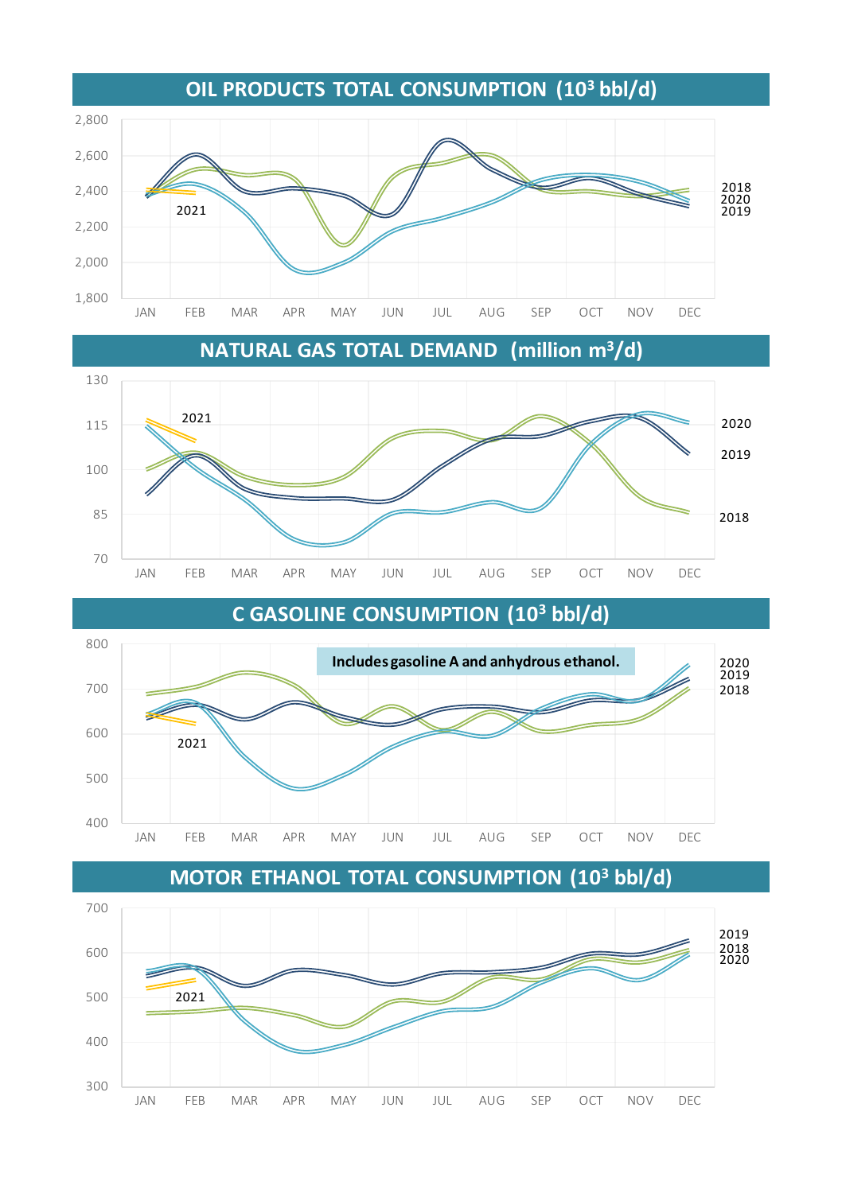## OIL PRODUCTS TOTAL CONSUMPTION ($10^3$ bbl/d)

2,800
2,600
2,400
2,200
2,000
1,800

JAN FEB MAR APR MAY JUN JUL AUG SEP OCT NOV DEC

2021

2018
2020
2019

## NATURAL GAS TOTAL DEMAND (million $m^3$/d)

130
115
100
85
70

JAN FEB MAR APR MAY JUN JUL AUG SEP OCT NOV DEC

2021

2020
2019
2018

## C GASOLINE CONSUMPTION ($10^3$ bbl/d)

**Includes gasoline A and anhydrous ethanol.**

800
700
600
500
400

JAN FEB MAR APR MAY JUN JUL AUG SEP OCT NOV DEC

2021

2020
2019
2018

## MOTOR ETHANOL TOTAL CONSUMPTION ($10^3$ bbl/d)

700
600
500
400
300

JAN FEB MAR APR MAY JUN JUL AUG SEP OCT NOV DEC

2021

2019
2018
2020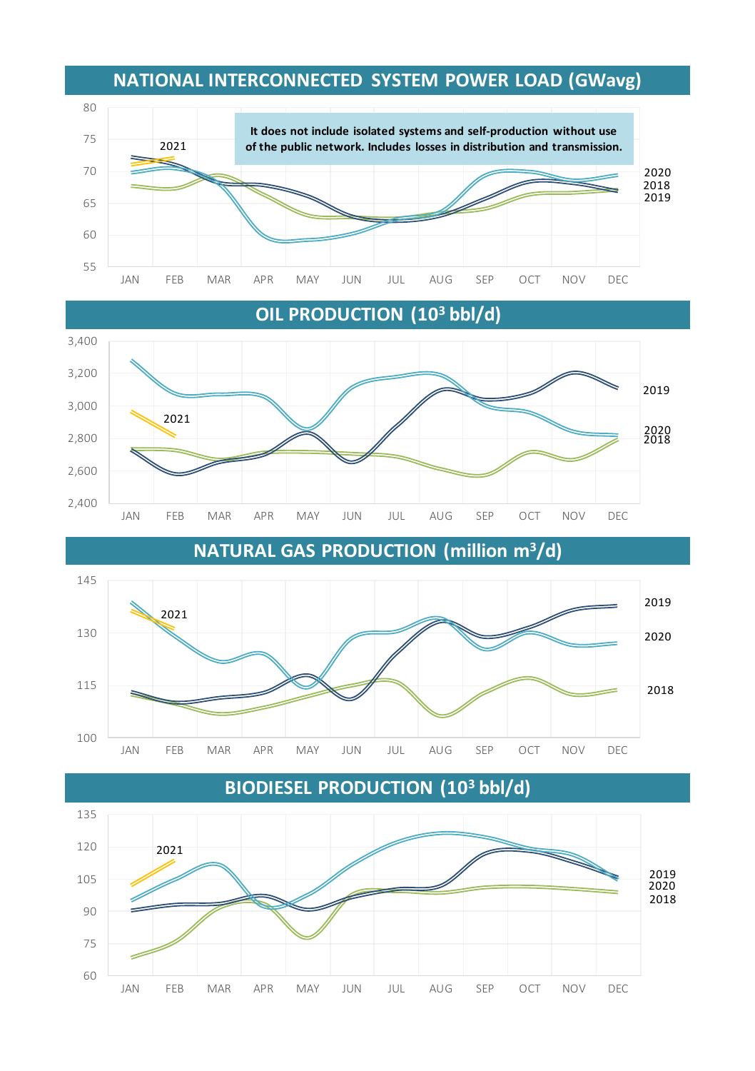## NATIONAL INTERCONNECTED SYSTEM POWER LOAD (GWavg)

It does not include isolated systems and self-production without use of the public network. Includes losses in distribution and transmission.

2021 2020 2018 2019

JAN FEB MAR APR MAY JUN JUL AUG SEP OCT NOV DEC

## OIL PRODUCTION ($10^3$ bbl/d)

2021 2019 2020 2018

JAN FEB MAR APR MAY JUN JUL AUG SEP OCT NOV DEC

## NATURAL GAS PRODUCTION (million $m^3$/d)

2021 2019 2020 2018

JAN FEB MAR APR MAY JUN JUL AUG SEP OCT NOV DEC

## BIODIESEL PRODUCTION ($10^3$ bbl/d)

2021 2019 2020 2018

JAN FEB MAR APR MAY JUN JUL AUG SEP OCT NOV DEC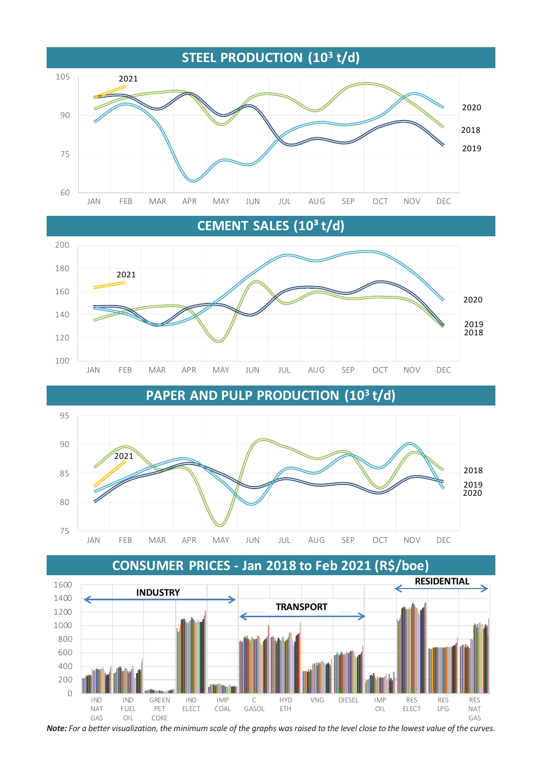## STEEL PRODUCTION ($10^3$ t/d)

105, 90, 75, 60

JAN FEB MAR APR MAY JUN JUL AUG SEP OCT NOV DEC

2021, 2020, 2018, 2019

## CEMENT SALES ($10^3$ t/d)

200, 180, 160, 140, 120, 100

JAN FEB MAR APR MAY JUN JUL AUG SEP OCT NOV DEC

2021, 2020, 2019, 2018

## PAPER AND PULP PRODUCTION ($10^3$ t/d)

95, 90, 85, 80, 75

JAN FEB MAR APR MAY JUN JUL AUG SEP OCT NOV DEC

2021, 2018, 2019, 2020

## CONSUMER PRICES - Jan 2018 to Feb 2021 (R$/boe)

1600, 1400, 1200, 1000, 800, 600, 400, 200, 0

INDUSTRY: IND NAT GAS, IND FUEL OIL, GREEN PET COKE, IND ELECT, IMP COAL

TRANSPORT: C GASOL, HYD ETH, VNG, DIESEL

IMP OIL

RESIDENTIAL: RES ELECT, RES LPG, RES NAT GAS

***Note:*** *For a better visualization, the minimum scale of the graphs was raised to the level close to the lowest value of the curves.*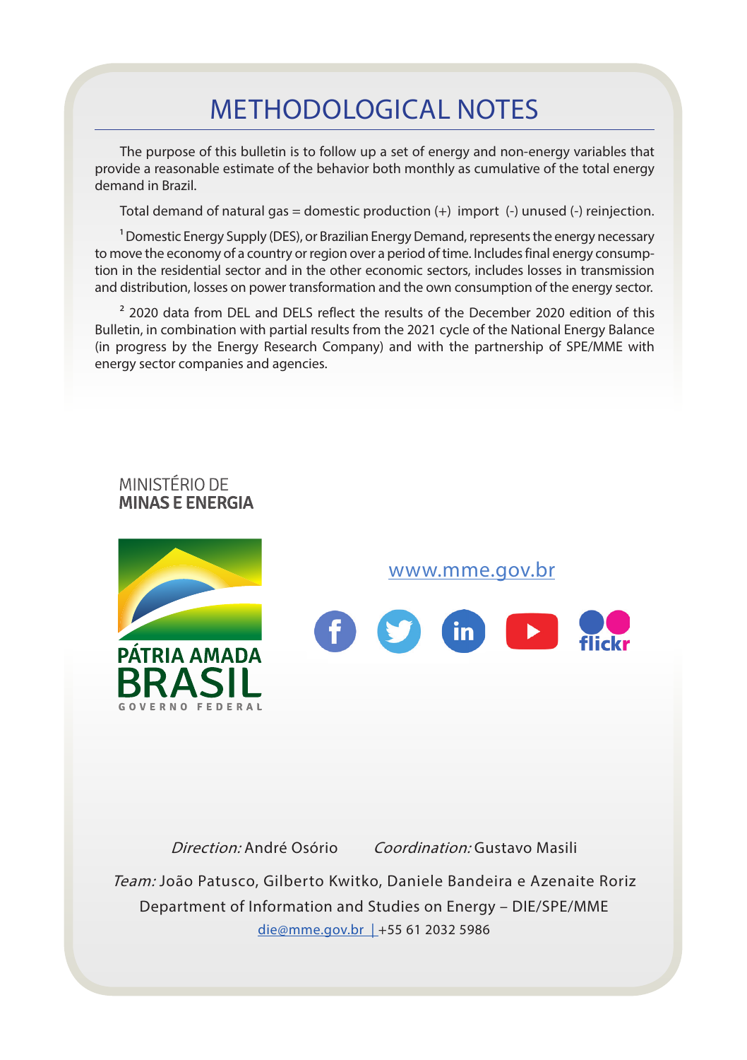# METHODOLOGICAL NOTES

The purpose of this bulletin is to follow up a set of energy and non-energy variables that provide a reasonable estimate of the behavior both monthly as cumulative of the total energy demand in Brazil.

Total demand of natural gas = domestic production (+) import (-) unused (-) reinjection.

[1] Domestic Energy Supply (DES), or Brazilian Energy Demand, represents the energy necessary to move the economy of a country or region over a period of time. Includes final energy consumption in the residential sector and in the other economic sectors, includes losses in transmission and distribution, losses on power transformation and the own consumption of the energy sector.

[2] 2020 data from DEL and DELS reflect the results of the December 2020 edition of this Bulletin, in combination with partial results from the 2021 cycle of the National Energy Balance (in progress by the Energy Research Company) and with the partnership of SPE/MME with energy sector companies and agencies.

MINISTÉRIO DE
**MINAS E ENERGIA**

PÁTRIA AMADA
BRASIL
GOVERNO FEDERAL

www.mme.gov.br

*Direction:* André Osório *Coordination:* Gustavo Masili

*Team:* João Patusco, Gilberto Kwitko, Daniele Bandeira e Azenaite Roriz

Department of Information and Studies on Energy – DIE/SPE/MME

die@mme.gov.br | +55 61 2032 5986